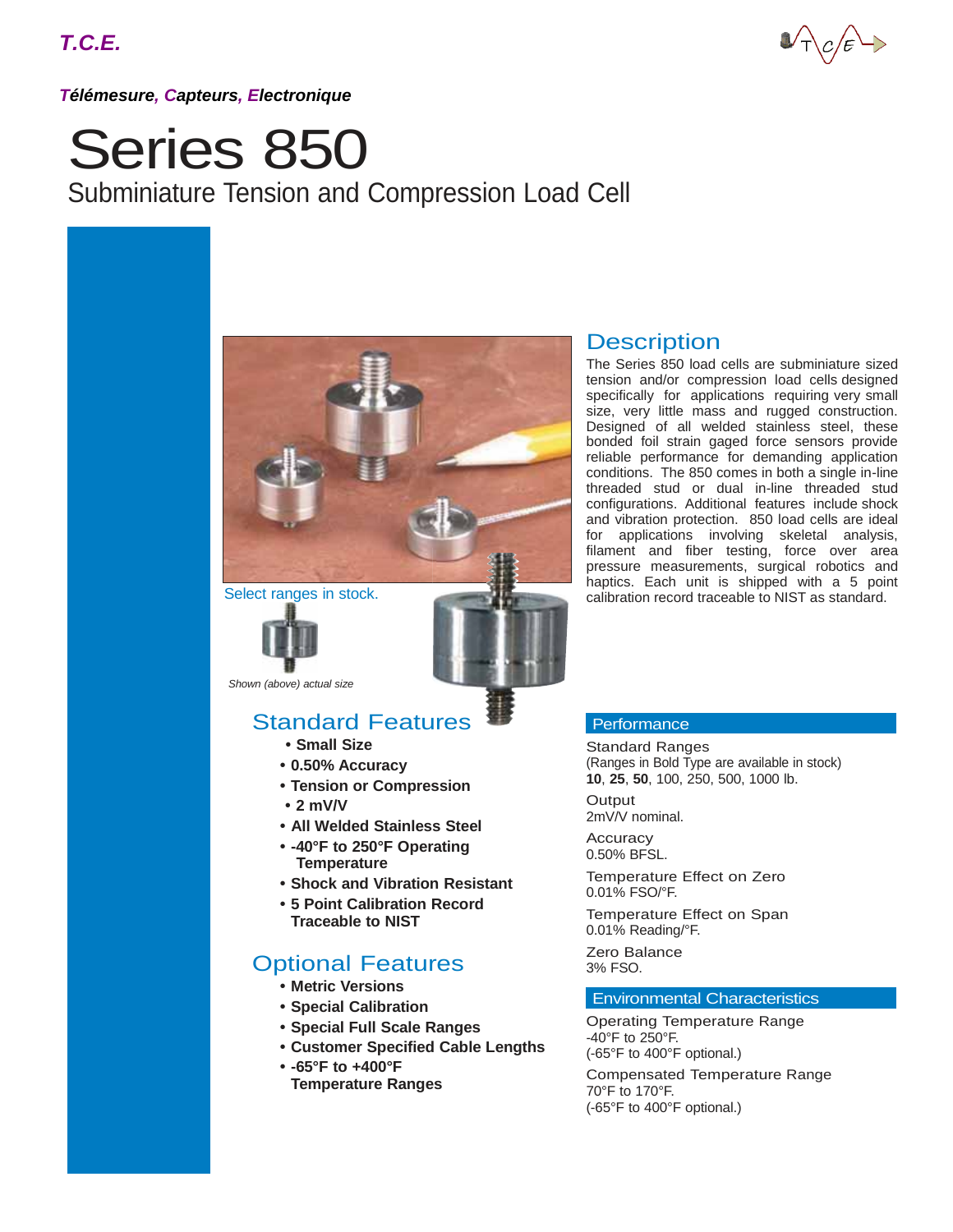**T.C.E.**

***Télémesure, Capteurs, Electronique***

# Series 850

## Subminiature Tension and Compression Load Cell

Select ranges in stock.

*Shown (above) actual size*

## Description

The Series 850 load cells are subminiature sized tension and/or compression load cells designed specifically for applications requiring very small size, very little mass and rugged construction. Designed of all welded stainless steel, these bonded foil strain gaged force sensors provide reliable performance for demanding application conditions. The 850 comes in both a single in-line threaded stud or dual in-line threaded stud configurations. Additional features include shock and vibration protection. 850 load cells are ideal for applications involving skeletal analysis, filament and fiber testing, force over area pressure measurements, surgical robotics and haptics. Each unit is shipped with a 5 point calibration record traceable to NIST as standard.

## Standard Features

- **Small Size**
- **0.50% Accuracy**
- **Tension or Compression**
- **2 mV/V**
- **All Welded Stainless Steel**
- **-40°F to 250°F Operating Temperature**
- **Shock and Vibration Resistant**
- **5 Point Calibration Record Traceable to NIST**

## Optional Features

- **Metric Versions**
- **Special Calibration**
- **Special Full Scale Ranges**
- **Customer Specified Cable Lengths**
- **-65°F to +400°F Temperature Ranges**

### Performance

Standard Ranges
(Ranges in Bold Type are available in stock)
**10**, **25**, **50**, 100, 250, 500, 1000 lb.

Output
2mV/V nominal.

Accuracy
0.50% BFSL.

Temperature Effect on Zero
0.01% FSO/°F.

Temperature Effect on Span
0.01% Reading/°F.

Zero Balance
3% FSO.

### Environmental Characteristics

Operating Temperature Range
-40°F to 250°F.
(-65°F to 400°F optional.)

Compensated Temperature Range
70°F to 170°F.
(-65°F to 400°F optional.)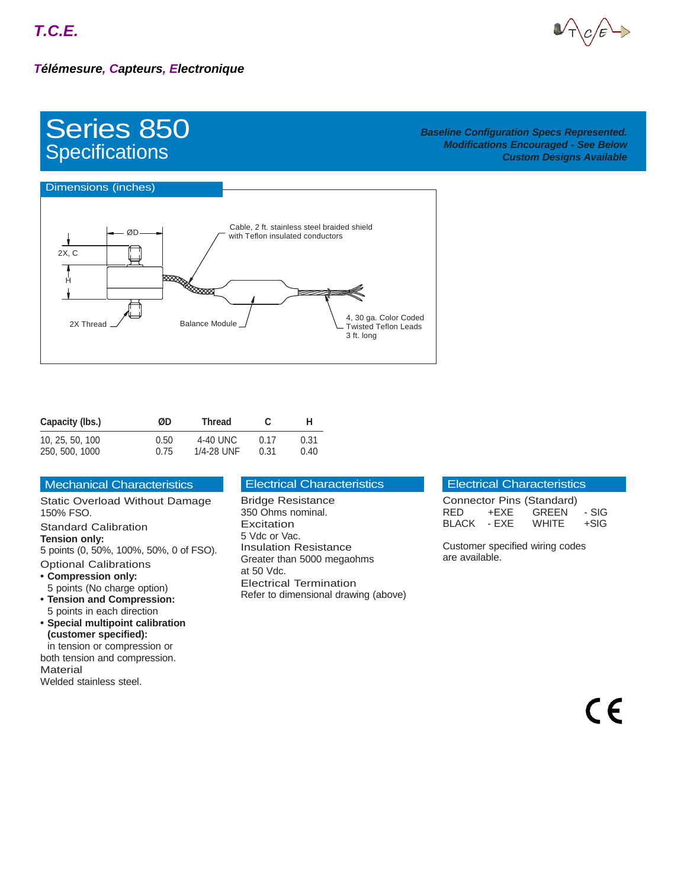**T.C.E.**

***Télémesure, Capteurs, Electronique***

# Series 850
## Specifications

***Baseline Configuration Specs Represented.***
***Modifications Encouraged - See Below***
***Custom Designs Available***

### Dimensions (inches)

ØD

2X, C

H

2X Thread

Cable, 2 ft. stainless steel braided shield with Teflon insulated conductors

Balance Module

4, 30 ga. Color Coded Twisted Teflon Leads 3 ft. long

| Capacity (lbs.) | ØD | Thread | C | H |
|---|---|---|---|---|
| 10, 25, 50, 100 | 0.50 | 4-40 UNC | 0.17 | 0.31 |
| 250, 500, 1000 | 0.75 | 1/4-28 UNF | 0.31 | 0.40 |

### Mechanical Characteristics

Static Overload Without Damage
150% FSO.

Standard Calibration
**Tension only:**
5 points (0, 50%, 100%, 50%, 0 of FSO).

Optional Calibrations
- **Compression only:**
  5 points (No charge option)
- **Tension and Compression:**
  5 points in each direction
- **Special multipoint calibration (customer specified):**
  in tension or compression or both tension and compression.

Material
Welded stainless steel.

### Electrical Characteristics

Bridge Resistance
350 Ohms nominal.

Excitation
5 Vdc or Vac.

Insulation Resistance
Greater than 5000 megaohms at 50 Vdc.

Electrical Termination
Refer to dimensional drawing (above)

### Electrical Characteristics

Connector Pins (Standard)

| | | | |
|---|---|---|---|
| RED | +EXE | GREEN | - SIG |
| BLACK | - EXE | WHITE | +SIG |

Customer specified wiring codes are available.

CE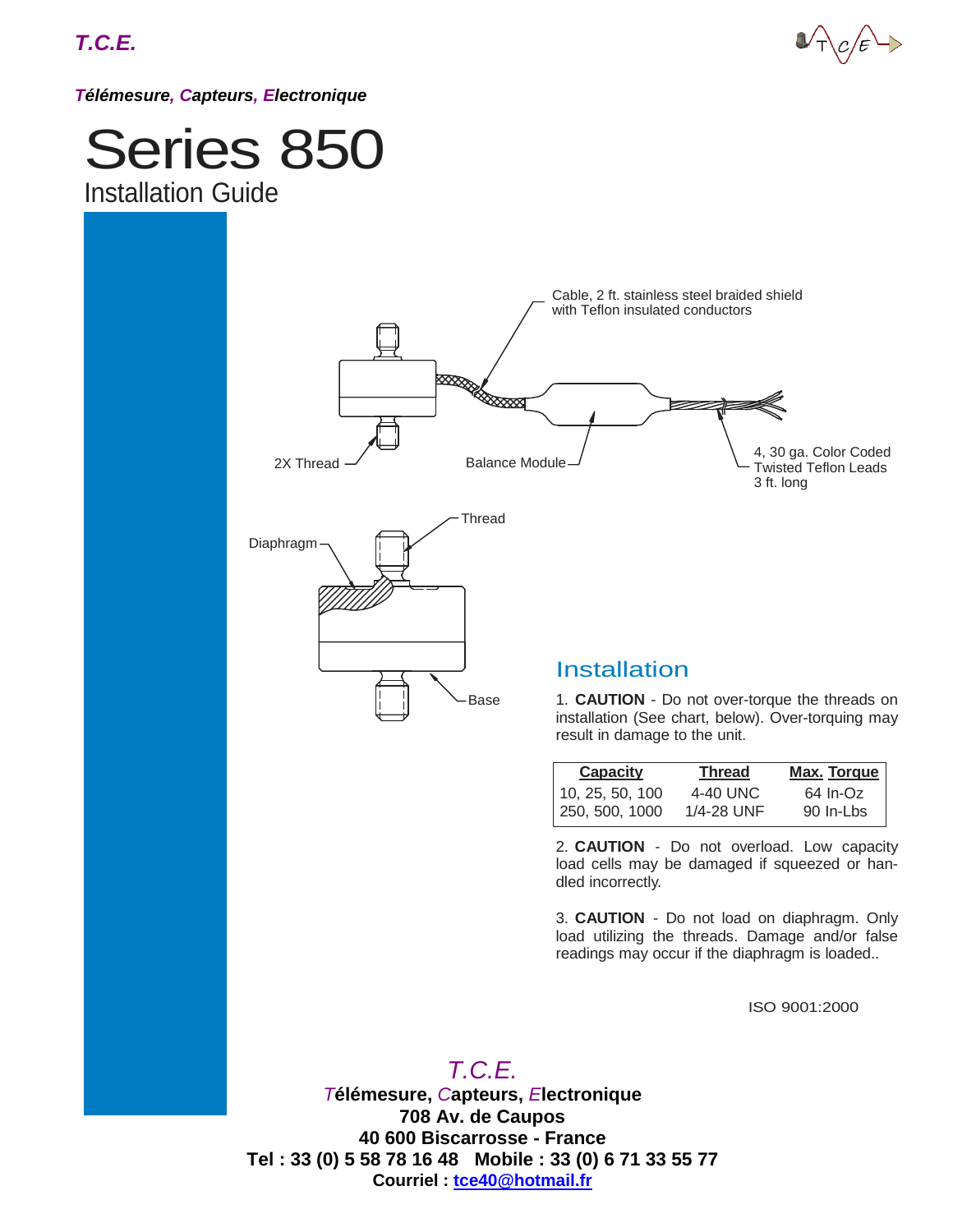T.C.E.

*Télémesure, Capteurs, Electronique*

# Series 850

## Installation Guide

Cable, 2 ft. stainless steel braided shield with Teflon insulated conductors

2X Thread

Balance Module

4, 30 ga. Color Coded Twisted Teflon Leads 3 ft. long

Thread

Diaphragm

Base

## Installation

1. **CAUTION** - Do not over-torque the threads on installation (See chart, below). Over-torquing may result in damage to the unit.

| Capacity | Thread | Max. Torque |
|---|---|---|
| 10, 25, 50, 100 | 4-40 UNC | 64 In-Oz |
| 250, 500, 1000 | 1/4-28 UNF | 90 In-Lbs |

2. **CAUTION** - Do not overload. Low capacity load cells may be damaged if squeezed or handled incorrectly.

3. **CAUTION** - Do not load on diaphragm. Only load utilizing the threads. Damage and/or false readings may occur if the diaphragm is loaded..

ISO 9001:2000

*T.C.E.*

**Télémesure, Capteurs, Electronique**
**708 Av. de Caupos**
**40 600 Biscarrosse - France**
**Tel : 33 (0) 5 58 78 16 48 Mobile : 33 (0) 6 71 33 55 77**
**Courriel : tce40@hotmail.fr**